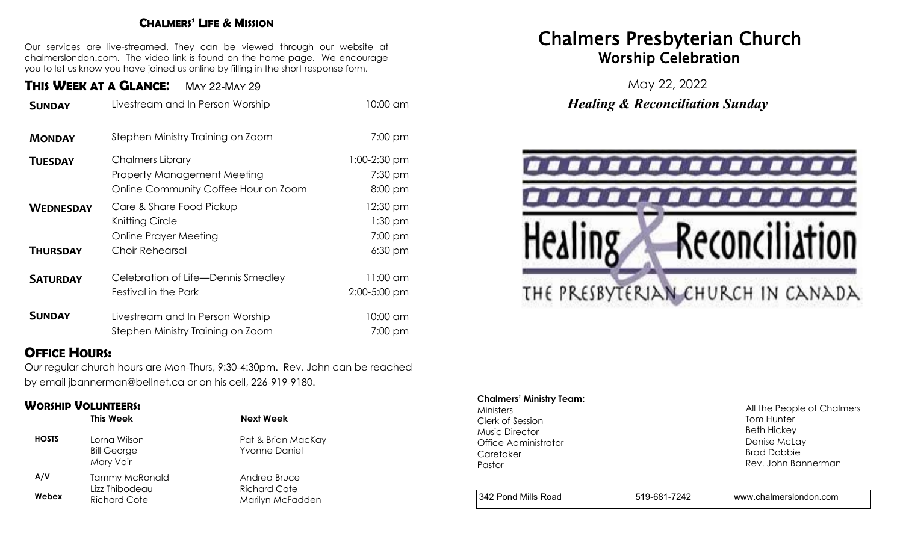## Chalmers' Life & Mission

Our services are live-streamed. They can be viewed through our website at chalmerslondon.com. The video link is found on the home page. We encourage you to let us know you have joined us online by filling in the short response form.

## This Week at a Glance: May 22-May 29

| | | |
|---|---|---|
| **Sunday** | Livestream and In Person Worship | 10:00 am |
| **Monday** | Stephen Ministry Training on Zoom | 7:00 pm |
| **Tuesday** | Chalmers Library | 1:00-2:30 pm |
| | Property Management Meeting | 7:30 pm |
| | Online Community Coffee Hour on Zoom | 8:00 pm |
| **Wednesday** | Care & Share Food Pickup | 12:30 pm |
| | Knitting Circle | 1:30 pm |
| | Online Prayer Meeting | 7:00 pm |
| **Thursday** | Choir Rehearsal | 6:30 pm |
| **Saturday** | Celebration of Life—Dennis Smedley | 11:00 am |
| | Festival in the Park | 2:00-5:00 pm |
| **Sunday** | Livestream and In Person Worship | 10:00 am |
| | Stephen Ministry Training on Zoom | 7:00 pm |

## Office Hours:

Our regular church hours are Mon-Thurs, 9:30-4:30pm. Rev. John can be reached by email jbannerman@bellnet.ca or on his cell, 226-919-9180.

## Worship Volunteers:

| | This Week | Next Week |
|---|---|---|
| **HOSTS** | Lorna Wilson<br>Bill George<br>Mary Vair | Pat & Brian MacKay<br>Yvonne Daniel |
| **A/V** | Tammy McRonald<br>Lizz Thibodeau | Andrea Bruce<br>Richard Cote |
| **Webex** | Richard Cote | Marilyn McFadden |

# Chalmers Presbyterian Church
## Worship Celebration

May 22, 2022

***Healing & Reconciliation Sunday***

Healing & Reconciliation

THE PRESBYTERIAN CHURCH IN CANADA

**Chalmers' Ministry Team:**

| | |
|---|---|
| Ministers | All the People of Chalmers |
| Clerk of Session | Tom Hunter |
| Music Director | Beth Hickey |
| Office Administrator | Denise McLay |
| Caretaker | Brad Dobbie |
| Pastor | Rev. John Bannerman |

342 Pond Mills Road | 519-681-7242 | www.chalmerslondon.com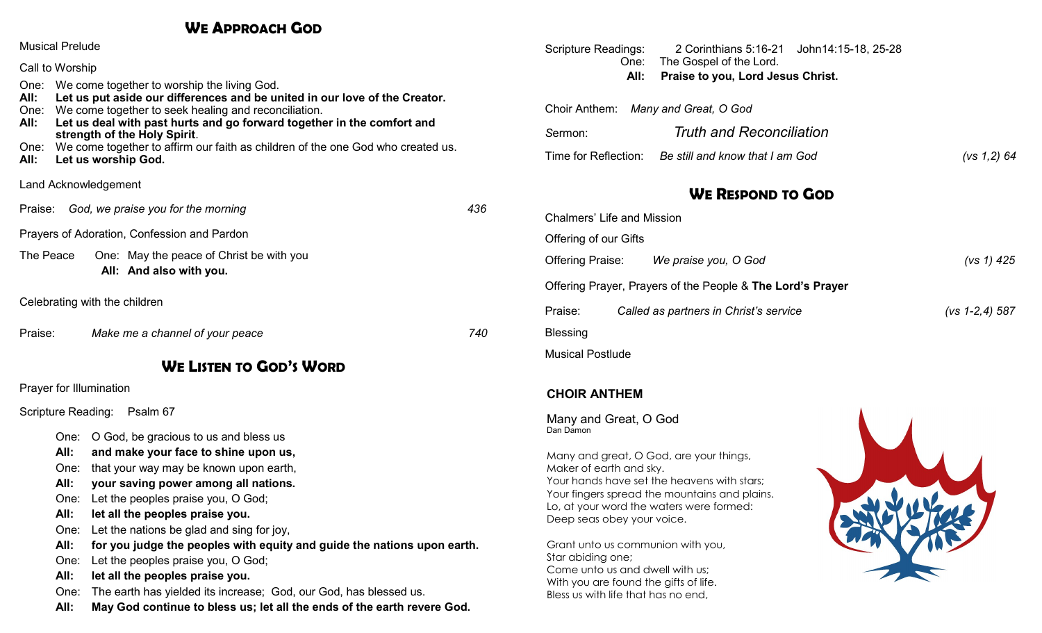## We Approach God

Musical Prelude

Call to Worship

One: We come together to worship the living God.
**All: Let us put aside our differences and be united in our love of the Creator.**
One: We come together to seek healing and reconciliation.
**All: Let us deal with past hurts and go forward together in the comfort and strength of the Holy Spirit**.
One: We come together to affirm our faith as children of the one God who created us.
**All: Let us worship God.**

Land Acknowledgement

Praise: *God, we praise you for the morning* 436

Prayers of Adoration, Confession and Pardon

The Peace One: May the peace of Christ be with you
**All: And also with you.**

Celebrating with the children

Praise: *Make me a channel of your peace* 740

## We Listen to God's Word

Prayer for Illumination

Scripture Reading: Psalm 67

One: O God, be gracious to us and bless us
**All: and make your face to shine upon us,**
One: that your way may be known upon earth,
**All: your saving power among all nations.**
One: Let the peoples praise you, O God;
**All: let all the peoples praise you.**
One: Let the nations be glad and sing for joy,
**All: for you judge the peoples with equity and guide the nations upon earth.**
One: Let the peoples praise you, O God;
**All: let all the peoples praise you.**
One: The earth has yielded its increase; God, our God, has blessed us.
**All: May God continue to bless us; let all the ends of the earth revere God.**

Scripture Readings: 2 Corinthians 5:16-21 John14:15-18, 25-28
One: The Gospel of the Lord.
**All: Praise to you, Lord Jesus Christ.**

Choir Anthem: *Many and Great, O God*

Sermon: *Truth and Reconciliation*

Time for Reflection: *Be still and know that I am God* *(vs 1,2) 64*

## We Respond to God

Chalmers' Life and Mission

Offering of our Gifts

Offering Praise: *We praise you, O God* *(vs 1) 425*

Offering Prayer, Prayers of the People & **The Lord's Prayer**

Praise: *Called as partners in Christ's service* *(vs 1-2,4) 587*

Blessing

Musical Postlude

### CHOIR ANTHEM

Many and Great, O God
Dan Damon

Many and great, O God, are your things,
Maker of earth and sky.
Your hands have set the heavens with stars;
Your fingers spread the mountains and plains.
Lo, at your word the waters were formed:
Deep seas obey your voice.

Grant unto us communion with you,
Star abiding one;
Come unto us and dwell with us;
With you are found the gifts of life.
Bless us with life that has no end,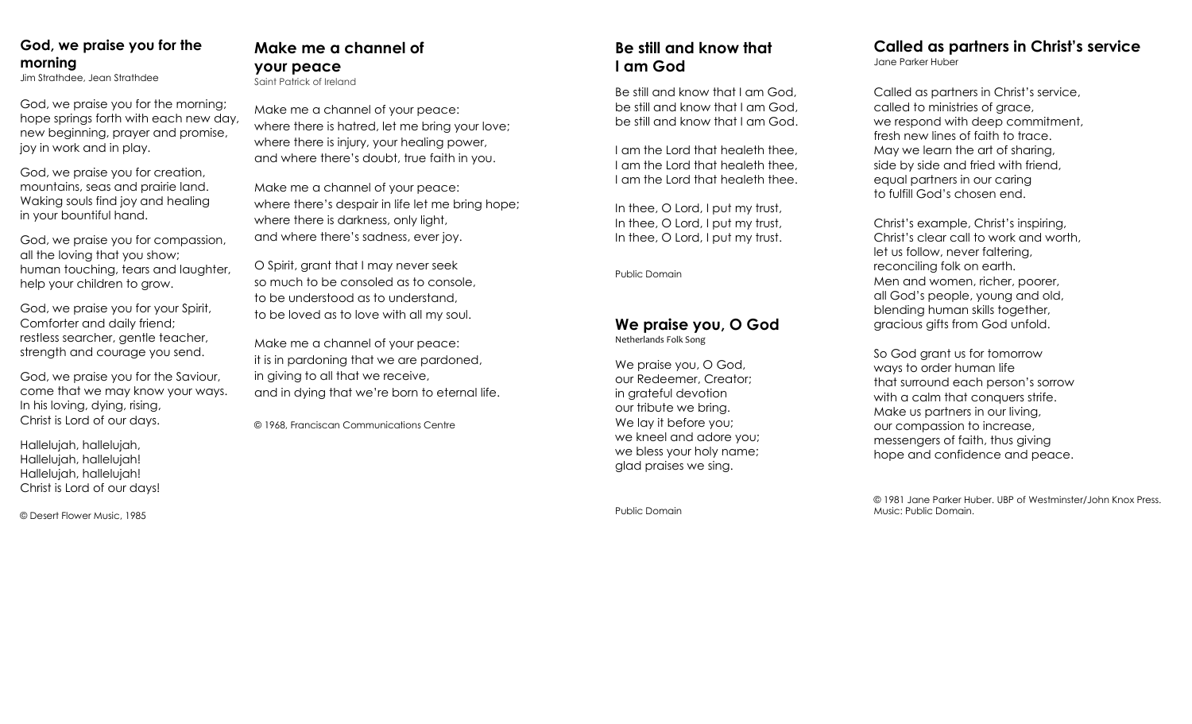## God, we praise you for the morning

Jim Strathdee, Jean Strathdee

God, we praise you for the morning;
hope springs forth with each new day,
new beginning, prayer and promise,
joy in work and in play.

God, we praise you for creation,
mountains, seas and prairie land.
Waking souls find joy and healing
in your bountiful hand.

God, we praise you for compassion,
all the loving that you show;
human touching, tears and laughter,
help your children to grow.

God, we praise you for your Spirit,
Comforter and daily friend;
restless searcher, gentle teacher,
strength and courage you send.

God, we praise you for the Saviour,
come that we may know your ways.
In his loving, dying, rising,
Christ is Lord of our days.

Hallelujah, hallelujah,
Hallelujah, hallelujah!
Hallelujah, hallelujah!
Christ is Lord of our days!

© Desert Flower Music, 1985

## Make me a channel of your peace

Saint Patrick of Ireland

Make me a channel of your peace:
where there is hatred, let me bring your love;
where there is injury, your healing power,
and where there's doubt, true faith in you.

Make me a channel of your peace:
where there's despair in life let me bring hope;
where there is darkness, only light,
and where there's sadness, ever joy.

O Spirit, grant that I may never seek
so much to be consoled as to console,
to be understood as to understand,
to be loved as to love with all my soul.

Make me a channel of your peace:
it is in pardoning that we are pardoned,
in giving to all that we receive,
and in dying that we're born to eternal life.

© 1968, Franciscan Communications Centre

## Be still and know that I am God

Be still and know that I am God,
be still and know that I am God,
be still and know that I am God.

I am the Lord that healeth thee,
I am the Lord that healeth thee,
I am the Lord that healeth thee.

In thee, O Lord, I put my trust,
In thee, O Lord, I put my trust,
In thee, O Lord, I put my trust.

Public Domain

## We praise you, O God

Netherlands Folk Song

We praise you, O God,
our Redeemer, Creator;
in grateful devotion
our tribute we bring.
We lay it before you;
we kneel and adore you;
we bless your holy name;
glad praises we sing.

Public Domain

## Called as partners in Christ's service

Jane Parker Huber

Called as partners in Christ's service,
called to ministries of grace,
we respond with deep commitment,
fresh new lines of faith to trace.
May we learn the art of sharing,
side by side and fried with friend,
equal partners in our caring
to fulfill God's chosen end.

Christ's example, Christ's inspiring,
Christ's clear call to work and worth,
let us follow, never faltering,
reconciling folk on earth.
Men and women, richer, poorer,
all God's people, young and old,
blending human skills together,
gracious gifts from God unfold.

So God grant us for tomorrow
ways to order human life
that surround each person's sorrow
with a calm that conquers strife.
Make us partners in our living,
our compassion to increase,
messengers of faith, thus giving
hope and confidence and peace.

© 1981 Jane Parker Huber. UBP of Westminster/John Knox Press.
Music: Public Domain.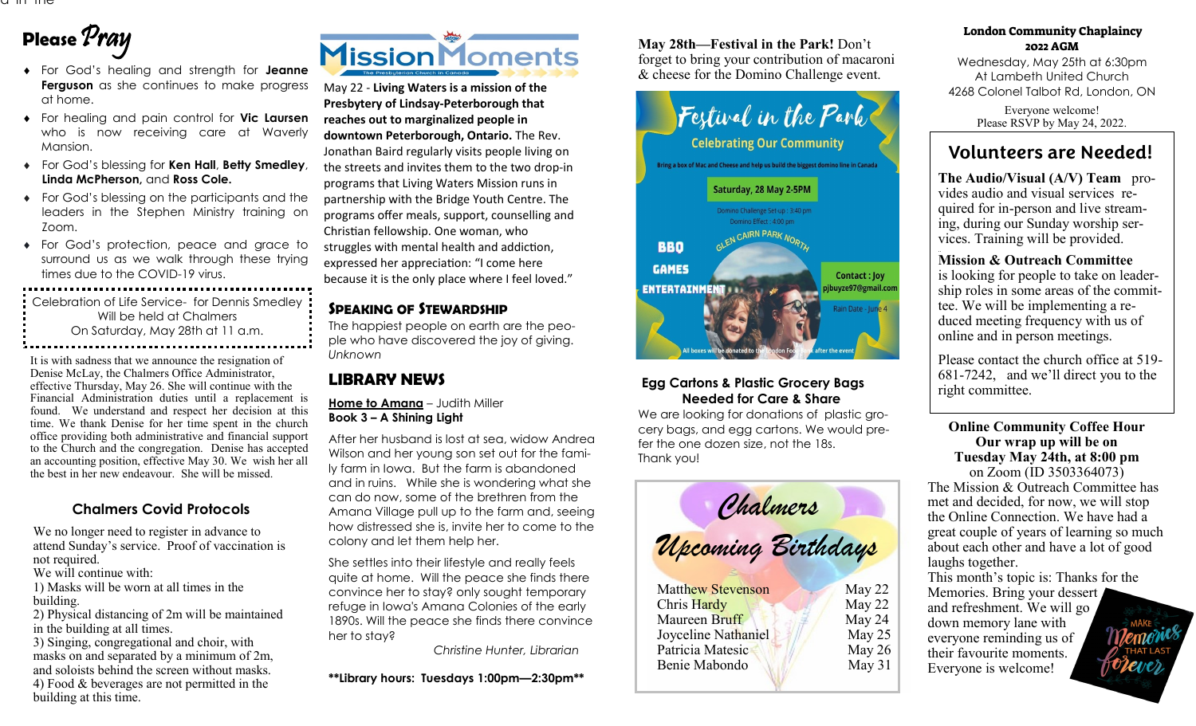# Please Pray

- For God's healing and strength for **Jeanne Ferguson** as she continues to make progress at home.
- For healing and pain control for **Vic Laursen** who is now receiving care at Waverly Mansion.
- For God's blessing for **Ken Hall**, **Betty Smedley**, **Linda McPherson**, and **Ross Cole.**
- For God's blessing on the participants and the leaders in the Stephen Ministry training on Zoom.
- For God's protection, peace and grace to surround us as we walk through these trying times due to the COVID-19 virus.

Celebration of Life Service- for Dennis Smedley
Will be held at Chalmers
On Saturday, May 28th at 11 a.m.

It is with sadness that we announce the resignation of Denise McLay, the Chalmers Office Administrator, effective Thursday, May 26. She will continue with the Financial Administration duties until a replacement is found. We understand and respect her decision at this time. We thank Denise for her time spent in the church office providing both administrative and financial support to the Church and the congregation. Denise has accepted an accounting position, effective May 30. We wish her all the best in her new endeavour. She will be missed.

## Chalmers Covid Protocols

We no longer need to register in advance to attend Sunday's service. Proof of vaccination is not required.
We will continue with:
1) Masks will be worn at all times in the building.
2) Physical distancing of 2m will be maintained in the building at all times.
3) Singing, congregational and choir, with masks on and separated by a minimum of 2m, and soloists behind the screen without masks.
4) Food & beverages are not permitted in the building at this time.

## Mission Moments

The Presbyterian Church in Canada

May 22 - **Living Waters is a mission of the Presbytery of Lindsay-Peterborough that reaches out to marginalized people in downtown Peterborough, Ontario.** The Rev. Jonathan Baird regularly visits people living on the streets and invites them to the two drop-in programs that Living Waters Mission runs in partnership with the Bridge Youth Centre. The programs offer meals, support, counselling and Christian fellowship. One woman, who struggles with mental health and addiction, expressed her appreciation: "I come here because it is the only place where I feel loved."

## Speaking of Stewardship

The happiest people on earth are the people who have discovered the joy of giving.
*Unknown*

## LIBRARY NEWS

**Home to Amana** – Judith Miller
**Book 3 – A Shining Light**

After her husband is lost at sea, widow Andrea Wilson and her young son set out for the family farm in Iowa. But the farm is abandoned and in ruins. While she is wondering what she can do now, some of the brethren from the Amana Village pull up to the farm and, seeing how distressed she is, invite her to come to the colony and let them help her.

She settles into their lifestyle and really feels quite at home. Will the peace she finds there convince her to stay? only sought temporary refuge in Iowa's Amana Colonies of the early 1890s. Will the peace she finds there convince her to stay?

*Christine Hunter, Librarian*

****Library hours: Tuesdays 1:00pm—2:30pm****

**May 28th—Festival in the Park!** Don't forget to bring your contribution of macaroni & cheese for the Domino Challenge event.

**Festival in the Park**
Celebrating Our Community
Bring a box of Mac and Cheese and help us build the biggest domino line in Canada
Saturday, 28 May 2-5PM
Domino Challenge Set-up : 3:40 pm
Domino Effect : 4:00 pm
GLEN CAIRN PARK NORTH
BBQ
GAMES
ENTERTAINMENT
Contact : Joy
pjbuyze97@gmail.com
Rain Date - June 4
All boxes will be donated to the London Food Bank after the event

### Egg Cartons & Plastic Grocery Bags Needed for Care & Share

We are looking for donations of plastic grocery bags, and egg cartons. We would prefer the one dozen size, not the 18s.
Thank you!

## Chalmers Upcoming Birthdays

| | |
|---|---|
| Matthew Stevenson | May 22 |
| Chris Hardy | May 22 |
| Maureen Bruff | May 24 |
| Joyceline Nathaniel | May 25 |
| Patricia Matesic | May 26 |
| Benie Mabondo | May 31 |

**London Community Chaplaincy**
**2022 AGM**
Wednesday, May 25th at 6:30pm
At Lambeth United Church
4268 Colonel Talbot Rd, London, ON
Everyone welcome!
Please RSVP by May 24, 2022.

## Volunteers are Needed!

**The Audio/Visual (A/V) Team** provides audio and visual services required for in-person and live streaming, during our Sunday worship services. Training will be provided.

**Mission & Outreach Committee** is looking for people to take on leadership roles in some areas of the committee. We will be implementing a reduced meeting frequency with us of online and in person meetings.

Please contact the church office at 519-681-7242, and we'll direct you to the right committee.

**Online Community Coffee Hour**
**Our wrap up will be on**
**Tuesday May 24th, at 8:00 pm**
on Zoom (ID 3503364073)

The Mission & Outreach Committee has met and decided, for now, we will stop the Online Connection. We have had a great couple of years of learning so much about each other and have a lot of good laughs together.
This month's topic is: Thanks for the Memories. Bring your dessert and refreshment. We will go down memory lane with everyone reminding us of their favourite moments.
Everyone is welcome!

MAKE Memories THAT LAST forever